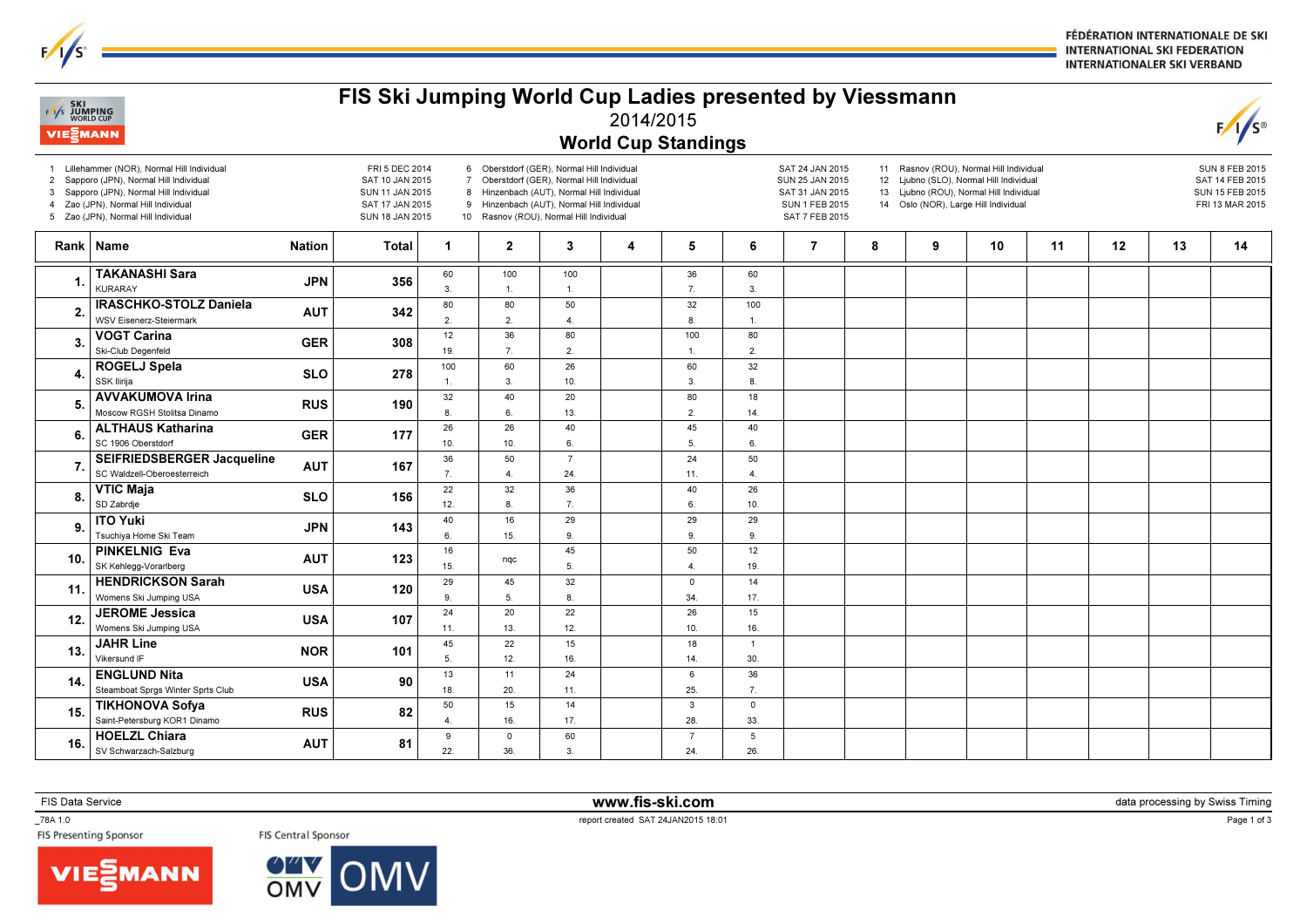FÉDÉRATION INTERNATIONALE DE SKI
INTERNATIONAL SKI FEDERATION
INTERNATIONALER SKI VERBAND

# FIS Ski Jumping World Cup Ladies presented by Viessmann

2014/2015

## World Cup Standings

| No. | Competition | Date |
|---|---|---|
| 1 | Lillehammer (NOR), Normal Hill Individual | FRI 5 DEC 2014 |
| 2 | Sapporo (JPN), Normal Hill Individual | SAT 10 JAN 2015 |
| 3 | Sapporo (JPN), Normal Hill Individual | SUN 11 JAN 2015 |
| 4 | Zao (JPN), Normal Hill Individual | SAT 17 JAN 2015 |
| 5 | Zao (JPN), Normal Hill Individual | SUN 18 JAN 2015 |
| 6 | Oberstdorf (GER), Normal Hill Individual | SAT 24 JAN 2015 |
| 7 | Oberstdorf (GER), Normal Hill Individual | SUN 25 JAN 2015 |
| 8 | Hinzenbach (AUT), Normal Hill Individual | SAT 31 JAN 2015 |
| 9 | Hinzenbach (AUT), Normal Hill Individual | SUN 1 FEB 2015 |
| 10 | Rasnov (ROU), Normal Hill Individual | SAT 7 FEB 2015 |
| 11 | Rasnov (ROU), Normal Hill Individual | SUN 8 FEB 2015 |
| 12 | Ljubno (SLO), Normal Hill Individual | SAT 14 FEB 2015 |
| 13 | Ljubno (ROU), Normal Hill Individual | SUN 15 FEB 2015 |
| 14 | Oslo (NOR), Large Hill Individual | FRI 13 MAR 2015 |

| Rank | Name | Club | Nation | Total | 1 | 2 | 3 | 4 | 5 | 6 | 7 | 8 | 9 | 10 | 11 | 12 | 13 | 14 |
|---|---|---|---|---|---|---|---|---|---|---|---|---|---|---|---|---|---|---|
| 1. | TAKANASHI Sara | KURARAY | JPN | 356 | 60 (3.) | 100 (1.) | 100 (1.) | | 36 (7.) | 60 (3.) | | | | | | | | |
| 2. | IRASCHKO-STOLZ Daniela | WSV Eisenerz-Steiermark | AUT | 342 | 80 (2.) | 80 (2.) | 50 (4.) | | 32 (8.) | 100 (1.) | | | | | | | | |
| 3. | VOGT Carina | Ski-Club Degenfeld | GER | 308 | 12 (19.) | 36 (7.) | 80 (2.) | | 100 (1.) | 80 (2.) | | | | | | | | |
| 4. | ROGELJ Spela | SSK Ilirija | SLO | 278 | 100 (1.) | 60 (3.) | 26 (10.) | | 60 (3.) | 32 (8.) | | | | | | | | |
| 5. | AVVAKUMOVA Irina | Moscow RGSH Stolitsa Dinamo | RUS | 190 | 32 (8.) | 40 (6.) | 20 (13.) | | 80 (2.) | 18 (14.) | | | | | | | | |
| 6. | ALTHAUS Katharina | SC 1906 Oberstdorf | GER | 177 | 26 (10.) | 26 (10.) | 40 (6.) | | 45 (5.) | 40 (6.) | | | | | | | | |
| 7. | SEIFRIEDSBERGER Jacqueline | SC Waldzell-Oberoesterreich | AUT | 167 | 36 (7.) | 50 (4.) | 7 (24.) | | 24 (11.) | 50 (4.) | | | | | | | | |
| 8. | VTIC Maja | SD Zabrdje | SLO | 156 | 22 (12.) | 32 (8.) | 36 (7.) | | 40 (6.) | 26 (10.) | | | | | | | | |
| 9. | ITO Yuki | Tsuchiya Home Ski Team | JPN | 143 | 40 (6.) | 16 (15.) | 29 (9.) | | 29 (9.) | 29 (9.) | | | | | | | | |
| 10. | PINKELNIG Eva | SK Kehlegg-Vorarlberg | AUT | 123 | 16 (15.) | nqc | 45 (5.) | | 50 (4.) | 12 (19.) | | | | | | | | |
| 11. | HENDRICKSON Sarah | Womens Ski Jumping USA | USA | 120 | 29 (9.) | 45 (5.) | 32 (8.) | | 0 (34.) | 14 (17.) | | | | | | | | |
| 12. | JEROME Jessica | Womens Ski Jumping USA | USA | 107 | 24 (11.) | 20 (13.) | 22 (12.) | | 26 (10.) | 15 (16.) | | | | | | | | |
| 13. | JAHR Line | Vikersund IF | NOR | 101 | 45 (5.) | 22 (12.) | 15 (16.) | | 18 (14.) | 1 (30.) | | | | | | | | |
| 14. | ENGLUND Nita | Steamboat Sprgs Winter Sprts Club | USA | 90 | 13 (18.) | 11 (20.) | 24 (11.) | | 6 (25.) | 36 (7.) | | | | | | | | |
| 15. | TIKHONOVA Sofya | Saint-Petersburg KOR1 Dinamo | RUS | 82 | 50 (4.) | 15 (16.) | 14 (17.) | | 3 (28.) | 0 (33.) | | | | | | | | |
| 16. | HOELZL Chiara | SV Schwarzach-Salzburg | AUT | 81 | 9 (22.) | 0 (36.) | 60 (3.) | | 7 (24.) | 5 (26.) | | | | | | | | |

FIS Data Service | www.fis-ski.com | data processing by Swiss Timing

_78A 1.0 | report created SAT 24JAN2015 18:01

FIS Presenting Sponsor: VIESSMANN | FIS Central Sponsor: OMV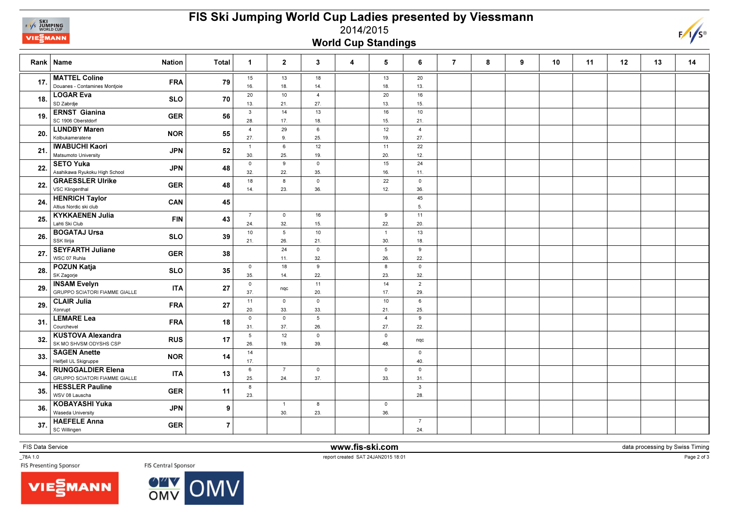# FIS Ski Jumping World Cup Ladies presented by Viessmann

## 2014/2015

## World Cup Standings

| Rank | Name | Nation | Total | 1 | 2 | 3 | 4 | 5 | 6 | 7 | 8 | 9 | 10 | 11 | 12 | 13 | 14 |
|---|---|---|---|---|---|---|---|---|---|---|---|---|---|---|---|---|---|
| 17. | **MATTEL Coline** Douanes - Contamines Montjoie | FRA | 79 | 15 16. | 13 18. | 18 14. | | 13 18. | 20 13. | | | | | | | | |
| 18. | **LOGAR Eva** SD Zabrdje | SLO | 70 | 20 13. | 10 21. | 4 27. | | 20 13. | 16 15. | | | | | | | | |
| 19. | **ERNST Gianina** SC 1906 Oberstdorf | GER | 56 | 3 28. | 14 17. | 13 18. | | 16 15. | 10 21. | | | | | | | | |
| 20. | **LUNDBY Maren** Kolbukameratene | NOR | 55 | 4 27. | 29 9. | 6 25. | | 12 19. | 4 27. | | | | | | | | |
| 21. | **IWABUCHI Kaori** Matsumoto University | JPN | 52 | 1 30. | 6 25. | 12 19. | | 11 20. | 22 12. | | | | | | | | |
| 22. | **SETO Yuka** Asahikawa Ryukoku High School | JPN | 48 | 0 32. | 9 22. | 0 35. | | 15 16. | 24 11. | | | | | | | | |
| 22. | **GRAESSLER Ulrike** VSC Klingenthal | GER | 48 | 18 14. | 8 23. | 0 36. | | 22 12. | 0 36. | | | | | | | | |
| 24. | **HENRICH Taylor** Altius Nordic ski club | CAN | 45 | | | | | | 45 5. | | | | | | | | |
| 25. | **KYKKAENEN Julia** Lahti Ski Club | FIN | 43 | 7 24. | 0 32. | 16 15. | | 9 22. | 11 20. | | | | | | | | |
| 26. | **BOGATAJ Ursa** SSK Ilirija | SLO | 39 | 10 21. | 5 26. | 10 21. | | 1 30. | 13 18. | | | | | | | | |
| 27. | **SEYFARTH Juliane** WSC 07 Ruhla | GER | 38 | | 24 11. | 0 32. | | 5 26. | 9 22. | | | | | | | | |
| 28. | **POZUN Katja** SK Zagorje | SLO | 35 | 0 35. | 18 14. | 9 22. | | 8 23. | 0 32. | | | | | | | | |
| 29. | **INSAM Evelyn** GRUPPO SCIATORI FIAMME GIALLE | ITA | 27 | 0 37. | nqc | 11 20. | | 14 17. | 2 29. | | | | | | | | |
| 29. | **CLAIR Julia** Xonrupt | FRA | 27 | 11 20. | 0 33. | 0 33. | | 10 21. | 6 25. | | | | | | | | |
| 31. | **LEMARE Lea** Courchevel | FRA | 18 | 0 31. | 0 37. | 5 26. | | 4 27. | 9 22. | | | | | | | | |
| 32. | **KUSTOVA Alexandra** SK MO SHVSM ODYSHS CSP | RUS | 17 | 5 26. | 12 19. | 0 39. | | 0 48. | nqc | | | | | | | | |
| 33. | **SAGEN Anette** Helfjell UL Skigruppe | NOR | 14 | 14 17. | | | | | 0 40. | | | | | | | | |
| 34. | **RUNGGALDIER Elena** GRUPPO SCIATORI FIAMME GIALLE | ITA | 13 | 6 25. | 7 24. | 0 37. | | 0 33. | 0 31. | | | | | | | | |
| 35. | **HESSLER Pauline** WSV 08 Lauscha | GER | 11 | 8 23. | | | | | 3 28. | | | | | | | | |
| 36. | **KOBAYASHI Yuka** Waseda University | JPN | 9 | | 1 30. | 8 23. | | 0 36. | | | | | | | | | |
| 37. | **HAEFELE Anna** SC Willingen | GER | 7 | | | | | | 7 24. | | | | | | | | |

FIS Data Service | www.fis-ski.com | data processing by Swiss Timing

_78A 1.0 | report created SAT 24JAN2015 18:01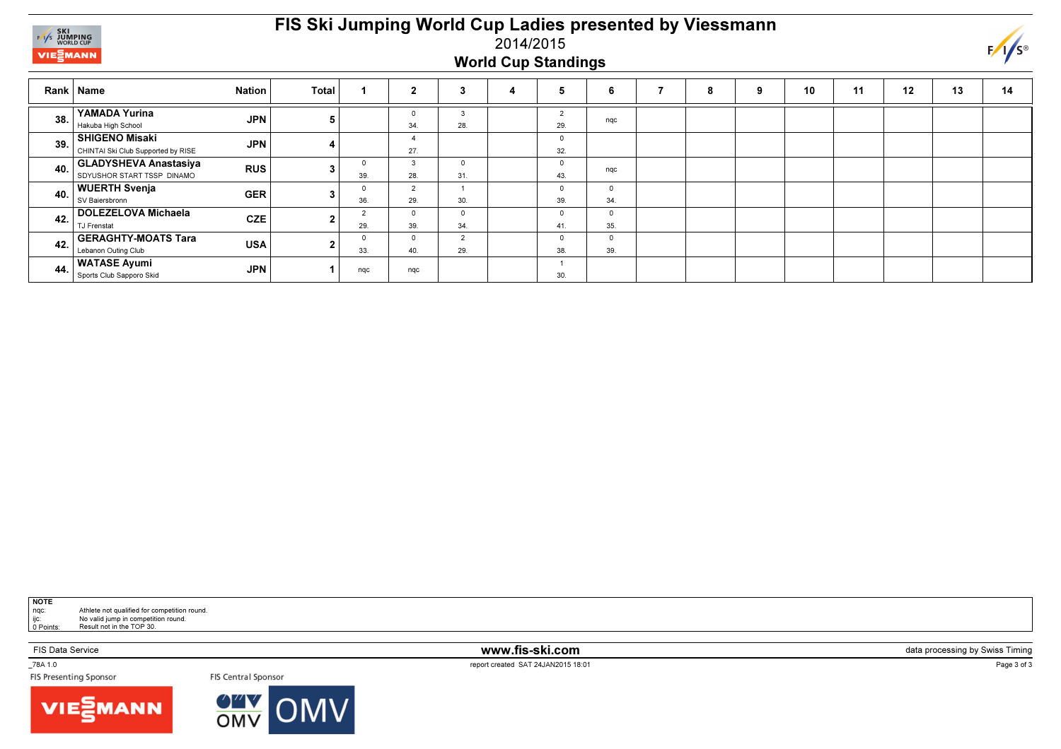# FIS Ski Jumping World Cup Ladies presented by Viessmann

2014/2015

## World Cup Standings

| Rank | Name | Nation | Total | 1 | 2 | 3 | 4 | 5 | 6 | 7 | 8 | 9 | 10 | 11 | 12 | 13 | 14 |
|---|---|---|---|---|---|---|---|---|---|---|---|---|---|---|---|---|---|
| 38. | **YAMADA Yurina** Hakuba High School | JPN | 5 | | 0 34. | 3 28. | | 2 29. | nqc | | | | | | | | |
| 39. | **SHIGENO Misaki** CHINTAI Ski Club Supported by RISE | JPN | 4 | | 4 27. | | | 0 32. | | | | | | | | | |
| 40. | **GLADYSHEVA Anastasiya** SDYUSHOR START TSSP DINAMO | RUS | 3 | 0 39. | 3 28. | 0 31. | | 0 43. | nqc | | | | | | | | |
| 40. | **WUERTH Svenja** SV Baiersbronn | GER | 3 | 0 36. | 2 29. | 1 30. | | 0 39. | 0 34. | | | | | | | | |
| 42. | **DOLEZELOVA Michaela** TJ Frenstat | CZE | 2 | 2 29. | 0 39. | 0 34. | | 0 41. | 0 35. | | | | | | | | |
| 42. | **GERAGHTY-MOATS Tara** Lebanon Outing Club | USA | 2 | 0 33. | 0 40. | 2 29. | | 0 38. | 0 39. | | | | | | | | |
| 44. | **WATASE Ayumi** Sports Club Sapporo Skid | JPN | 1 | nqc | nqc | | | 1 30. | | | | | | | | | |

**NOTE**

nqc: Athlete not qualified for competition round.
ijc: No valid jump in competition round.
0 Points: Result not in the TOP 30.

FIS Data Service

www.fis-ski.com

data processing by Swiss Timing

_78A 1.0

report created SAT 24JAN2015 18:01

FIS Presenting Sponsor

FIS Central Sponsor